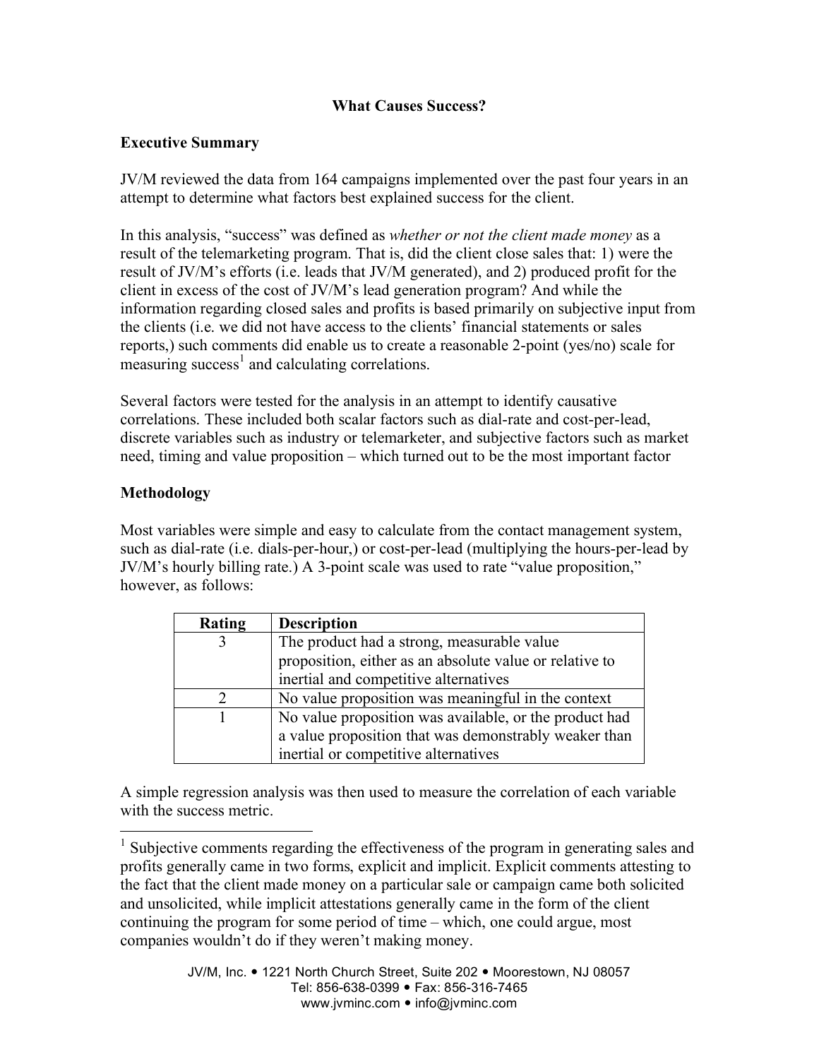# What Causes Success?

## Executive Summary

JV/M reviewed the data from 164 campaigns implemented over the past four years in an attempt to determine what factors best explained success for the client.

In this analysis, "success" was defined as *whether or not the client made money* as a result of the telemarketing program. That is, did the client close sales that: 1) were the result of JV/M's efforts (i.e. leads that JV/M generated), and 2) produced profit for the client in excess of the cost of JV/M's lead generation program? And while the information regarding closed sales and profits is based primarily on subjective input from the clients (i.e. we did not have access to the clients' financial statements or sales reports,) such comments did enable us to create a reasonable 2-point (yes/no) scale for measuring success[1] and calculating correlations.

Several factors were tested for the analysis in an attempt to identify causative correlations. These included both scalar factors such as dial-rate and cost-per-lead, discrete variables such as industry or telemarketer, and subjective factors such as market need, timing and value proposition – which turned out to be the most important factor

## Methodology

Most variables were simple and easy to calculate from the contact management system, such as dial-rate (i.e. dials-per-hour,) or cost-per-lead (multiplying the hours-per-lead by JV/M's hourly billing rate.) A 3-point scale was used to rate "value proposition," however, as follows:

| Rating | Description |
|---|---|
| 3 | The product had a strong, measurable value proposition, either as an absolute value or relative to inertial and competitive alternatives |
| 2 | No value proposition was meaningful in the context |
| 1 | No value proposition was available, or the product had a value proposition that was demonstrably weaker than inertial or competitive alternatives |

A simple regression analysis was then used to measure the correlation of each variable with the success metric.

[1] Subjective comments regarding the effectiveness of the program in generating sales and profits generally came in two forms, explicit and implicit. Explicit comments attesting to the fact that the client made money on a particular sale or campaign came both solicited and unsolicited, while implicit attestations generally came in the form of the client continuing the program for some period of time – which, one could argue, most companies wouldn't do if they weren't making money.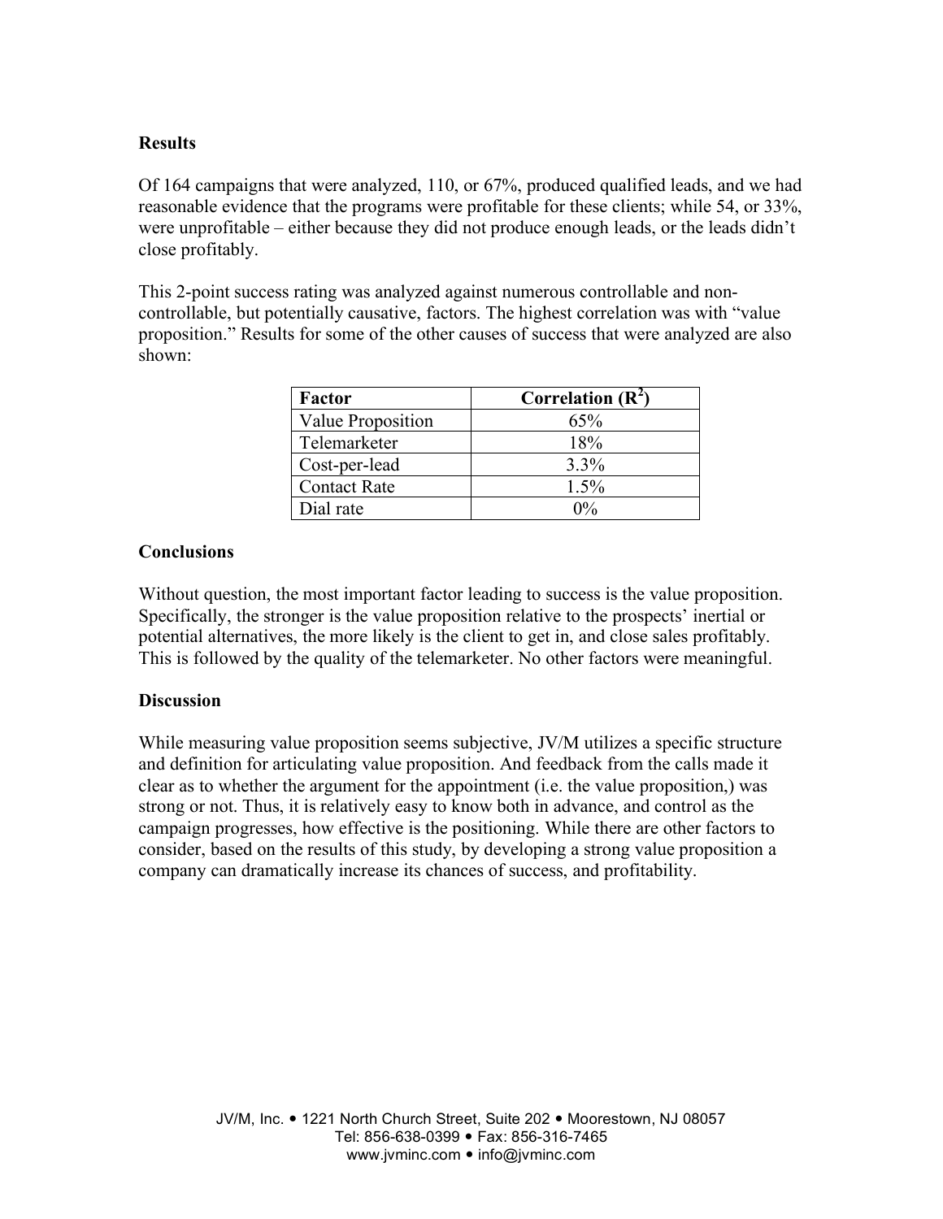## Results

Of 164 campaigns that were analyzed, 110, or 67%, produced qualified leads, and we had reasonable evidence that the programs were profitable for these clients; while 54, or 33%, were unprofitable – either because they did not produce enough leads, or the leads didn't close profitably.

This 2-point success rating was analyzed against numerous controllable and non-controllable, but potentially causative, factors. The highest correlation was with "value proposition." Results for some of the other causes of success that were analyzed are also shown:

| Factor | Correlation ($R^2$) |
|---|---|
| Value Proposition | 65% |
| Telemarketer | 18% |
| Cost-per-lead | 3.3% |
| Contact Rate | 1.5% |
| Dial rate | 0% |

## Conclusions

Without question, the most important factor leading to success is the value proposition. Specifically, the stronger is the value proposition relative to the prospects' inertial or potential alternatives, the more likely is the client to get in, and close sales profitably. This is followed by the quality of the telemarketer. No other factors were meaningful.

## Discussion

While measuring value proposition seems subjective, JV/M utilizes a specific structure and definition for articulating value proposition. And feedback from the calls made it clear as to whether the argument for the appointment (i.e. the value proposition,) was strong or not. Thus, it is relatively easy to know both in advance, and control as the campaign progresses, how effective is the positioning. While there are other factors to consider, based on the results of this study, by developing a strong value proposition a company can dramatically increase its chances of success, and profitability.

JV/M, Inc. • 1221 North Church Street, Suite 202 • Moorestown, NJ 08057
Tel: 856-638-0399 • Fax: 856-316-7465
www.jvminc.com • info@jvminc.com